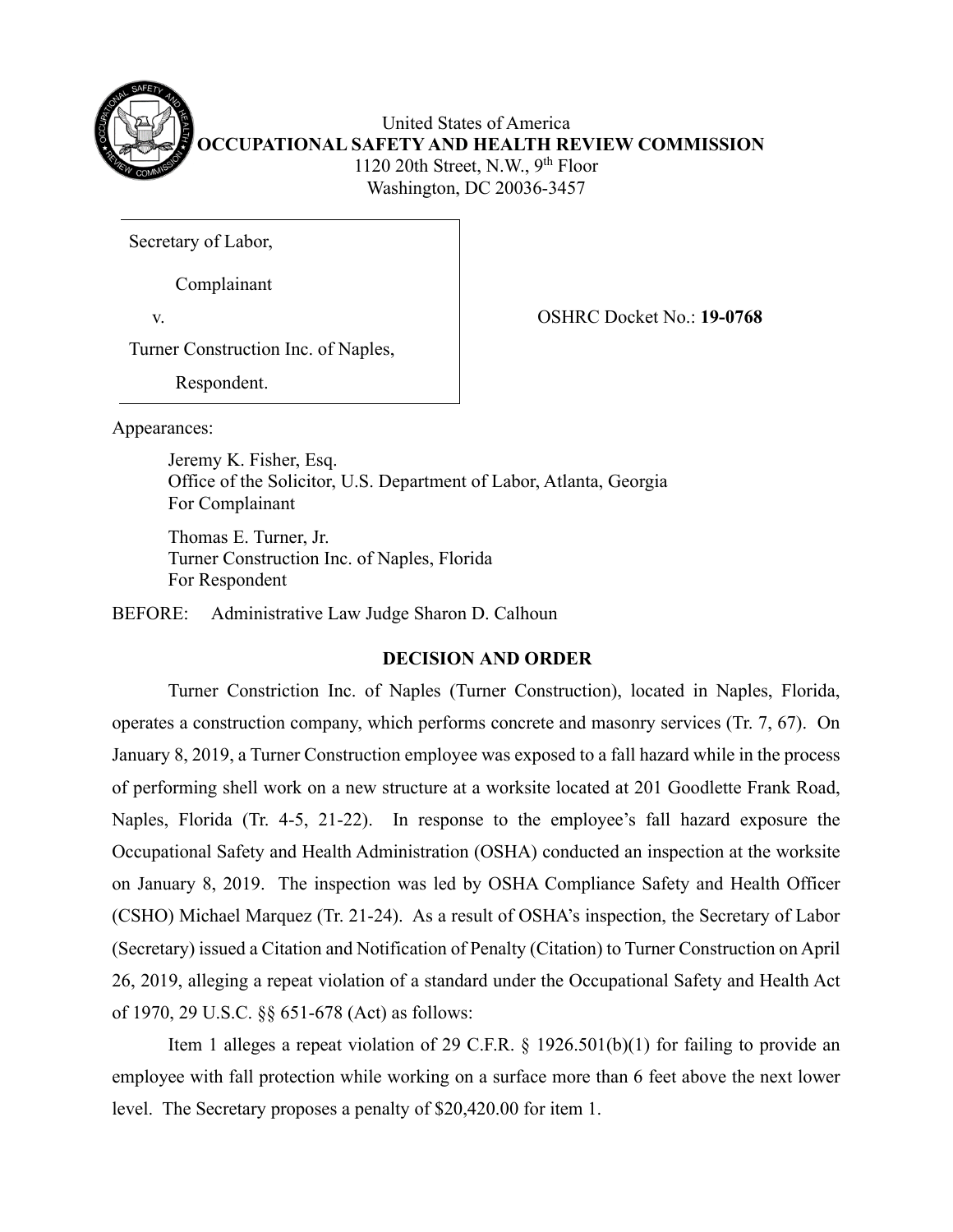United States of America

**OCCUPATIONAL SAFETY AND HEALTH REVIEW COMMISSION**

1120 20th Street, N.W., 9th Floor

Washington, DC 20036-3457

| |
|---|
| Secretary of Labor,<br><br>Complainant<br><br>v.<br><br>Turner Construction Inc. of Naples,<br><br>Respondent. |

OSHRC Docket No.: **19-0768**

Appearances:

Jeremy K. Fisher, Esq.
Office of the Solicitor, U.S. Department of Labor, Atlanta, Georgia
For Complainant

Thomas E. Turner, Jr.
Turner Construction Inc. of Naples, Florida
For Respondent

BEFORE: Administrative Law Judge Sharon D. Calhoun

**DECISION AND ORDER**

Turner Constriction Inc. of Naples (Turner Construction), located in Naples, Florida, operates a construction company, which performs concrete and masonry services (Tr. 7, 67). On January 8, 2019, a Turner Construction employee was exposed to a fall hazard while in the process of performing shell work on a new structure at a worksite located at 201 Goodlette Frank Road, Naples, Florida (Tr. 4-5, 21-22). In response to the employee's fall hazard exposure the Occupational Safety and Health Administration (OSHA) conducted an inspection at the worksite on January 8, 2019. The inspection was led by OSHA Compliance Safety and Health Officer (CSHO) Michael Marquez (Tr. 21-24). As a result of OSHA's inspection, the Secretary of Labor (Secretary) issued a Citation and Notification of Penalty (Citation) to Turner Construction on April 26, 2019, alleging a repeat violation of a standard under the Occupational Safety and Health Act of 1970, 29 U.S.C. §§ 651-678 (Act) as follows:

Item 1 alleges a repeat violation of 29 C.F.R. § 1926.501(b)(1) for failing to provide an employee with fall protection while working on a surface more than 6 feet above the next lower level. The Secretary proposes a penalty of $20,420.00 for item 1.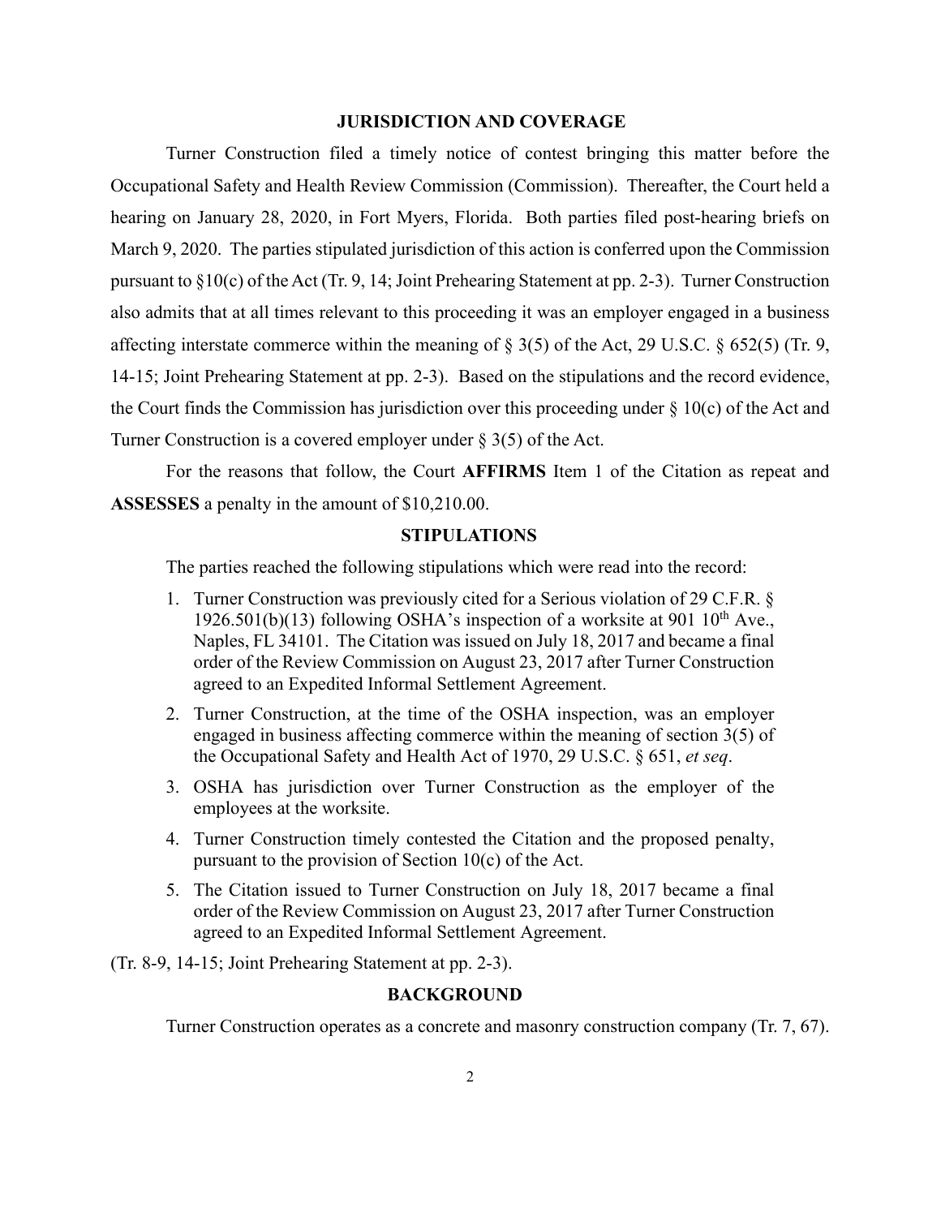## JURISDICTION AND COVERAGE

Turner Construction filed a timely notice of contest bringing this matter before the Occupational Safety and Health Review Commission (Commission). Thereafter, the Court held a hearing on January 28, 2020, in Fort Myers, Florida. Both parties filed post-hearing briefs on March 9, 2020. The parties stipulated jurisdiction of this action is conferred upon the Commission pursuant to §10(c) of the Act (Tr. 9, 14; Joint Prehearing Statement at pp. 2-3). Turner Construction also admits that at all times relevant to this proceeding it was an employer engaged in a business affecting interstate commerce within the meaning of § 3(5) of the Act, 29 U.S.C. § 652(5) (Tr. 9, 14-15; Joint Prehearing Statement at pp. 2-3). Based on the stipulations and the record evidence, the Court finds the Commission has jurisdiction over this proceeding under § 10(c) of the Act and Turner Construction is a covered employer under § 3(5) of the Act.

For the reasons that follow, the Court **AFFIRMS** Item 1 of the Citation as repeat and **ASSESSES** a penalty in the amount of $10,210.00.

## STIPULATIONS

The parties reached the following stipulations which were read into the record:

1. Turner Construction was previously cited for a Serious violation of 29 C.F.R. § 1926.501(b)(13) following OSHA's inspection of a worksite at 901 10th Ave., Naples, FL 34101. The Citation was issued on July 18, 2017 and became a final order of the Review Commission on August 23, 2017 after Turner Construction agreed to an Expedited Informal Settlement Agreement.
2. Turner Construction, at the time of the OSHA inspection, was an employer engaged in business affecting commerce within the meaning of section 3(5) of the Occupational Safety and Health Act of 1970, 29 U.S.C. § 651, *et seq*.
3. OSHA has jurisdiction over Turner Construction as the employer of the employees at the worksite.
4. Turner Construction timely contested the Citation and the proposed penalty, pursuant to the provision of Section 10(c) of the Act.
5. The Citation issued to Turner Construction on July 18, 2017 became a final order of the Review Commission on August 23, 2017 after Turner Construction agreed to an Expedited Informal Settlement Agreement.

(Tr. 8-9, 14-15; Joint Prehearing Statement at pp. 2-3).

## BACKGROUND

Turner Construction operates as a concrete and masonry construction company (Tr. 7, 67).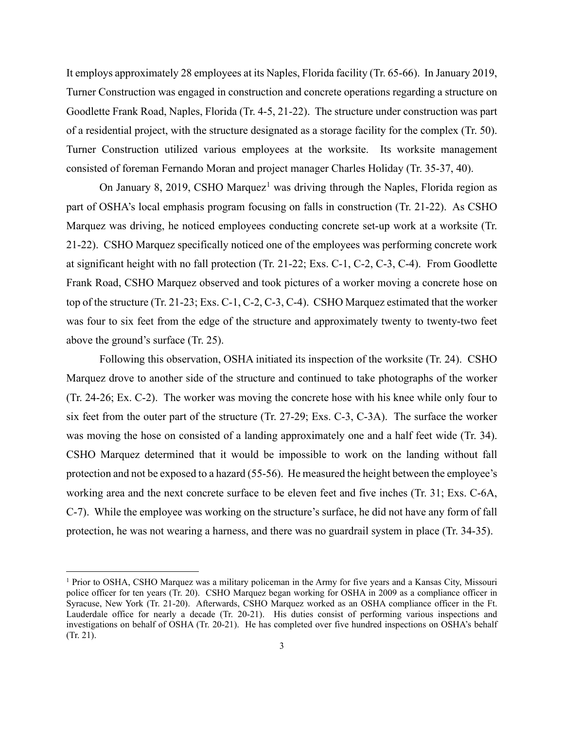It employs approximately 28 employees at its Naples, Florida facility (Tr. 65-66). In January 2019, Turner Construction was engaged in construction and concrete operations regarding a structure on Goodlette Frank Road, Naples, Florida (Tr. 4-5, 21-22). The structure under construction was part of a residential project, with the structure designated as a storage facility for the complex (Tr. 50). Turner Construction utilized various employees at the worksite. Its worksite management consisted of foreman Fernando Moran and project manager Charles Holiday (Tr. 35-37, 40).

On January 8, 2019, CSHO Marquez[1] was driving through the Naples, Florida region as part of OSHA's local emphasis program focusing on falls in construction (Tr. 21-22). As CSHO Marquez was driving, he noticed employees conducting concrete set-up work at a worksite (Tr. 21-22). CSHO Marquez specifically noticed one of the employees was performing concrete work at significant height with no fall protection (Tr. 21-22; Exs. C-1, C-2, C-3, C-4). From Goodlette Frank Road, CSHO Marquez observed and took pictures of a worker moving a concrete hose on top of the structure (Tr. 21-23; Exs. C-1, C-2, C-3, C-4). CSHO Marquez estimated that the worker was four to six feet from the edge of the structure and approximately twenty to twenty-two feet above the ground's surface (Tr. 25).

Following this observation, OSHA initiated its inspection of the worksite (Tr. 24). CSHO Marquez drove to another side of the structure and continued to take photographs of the worker (Tr. 24-26; Ex. C-2). The worker was moving the concrete hose with his knee while only four to six feet from the outer part of the structure (Tr. 27-29; Exs. C-3, C-3A). The surface the worker was moving the hose on consisted of a landing approximately one and a half feet wide (Tr. 34). CSHO Marquez determined that it would be impossible to work on the landing without fall protection and not be exposed to a hazard (55-56). He measured the height between the employee's working area and the next concrete surface to be eleven feet and five inches (Tr. 31; Exs. C-6A, C-7). While the employee was working on the structure's surface, he did not have any form of fall protection, he was not wearing a harness, and there was no guardrail system in place (Tr. 34-35).

---

[1] Prior to OSHA, CSHO Marquez was a military policeman in the Army for five years and a Kansas City, Missouri police officer for ten years (Tr. 20). CSHO Marquez began working for OSHA in 2009 as a compliance officer in Syracuse, New York (Tr. 21-20). Afterwards, CSHO Marquez worked as an OSHA compliance officer in the Ft. Lauderdale office for nearly a decade (Tr. 20-21). His duties consist of performing various inspections and investigations on behalf of OSHA (Tr. 20-21). He has completed over five hundred inspections on OSHA's behalf (Tr. 21).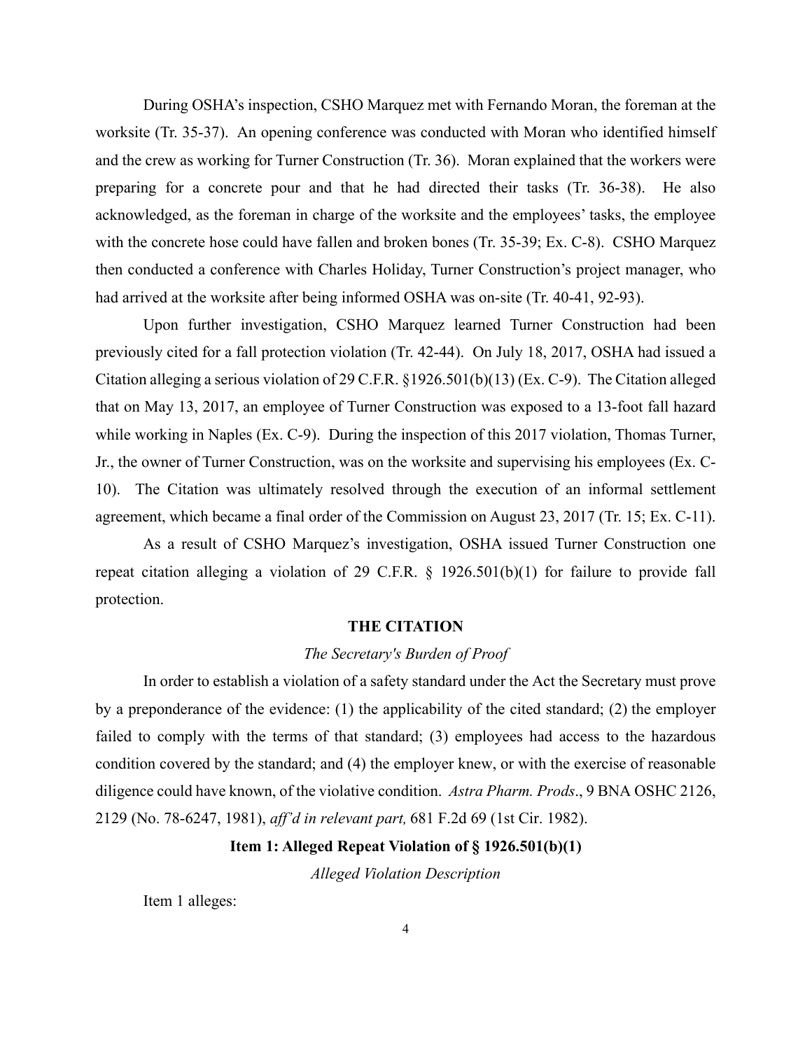During OSHA's inspection, CSHO Marquez met with Fernando Moran, the foreman at the worksite (Tr. 35-37). An opening conference was conducted with Moran who identified himself and the crew as working for Turner Construction (Tr. 36). Moran explained that the workers were preparing for a concrete pour and that he had directed their tasks (Tr. 36-38). He also acknowledged, as the foreman in charge of the worksite and the employees' tasks, the employee with the concrete hose could have fallen and broken bones (Tr. 35-39; Ex. C-8). CSHO Marquez then conducted a conference with Charles Holiday, Turner Construction's project manager, who had arrived at the worksite after being informed OSHA was on-site (Tr. 40-41, 92-93).

Upon further investigation, CSHO Marquez learned Turner Construction had been previously cited for a fall protection violation (Tr. 42-44). On July 18, 2017, OSHA had issued a Citation alleging a serious violation of 29 C.F.R. §1926.501(b)(13) (Ex. C-9). The Citation alleged that on May 13, 2017, an employee of Turner Construction was exposed to a 13-foot fall hazard while working in Naples (Ex. C-9). During the inspection of this 2017 violation, Thomas Turner, Jr., the owner of Turner Construction, was on the worksite and supervising his employees (Ex. C-10). The Citation was ultimately resolved through the execution of an informal settlement agreement, which became a final order of the Commission on August 23, 2017 (Tr. 15; Ex. C-11).

As a result of CSHO Marquez's investigation, OSHA issued Turner Construction one repeat citation alleging a violation of 29 C.F.R. § 1926.501(b)(1) for failure to provide fall protection.

## THE CITATION

### *The Secretary's Burden of Proof*

In order to establish a violation of a safety standard under the Act the Secretary must prove by a preponderance of the evidence: (1) the applicability of the cited standard; (2) the employer failed to comply with the terms of that standard; (3) employees had access to the hazardous condition covered by the standard; and (4) the employer knew, or with the exercise of reasonable diligence could have known, of the violative condition. *Astra Pharm. Prods*., 9 BNA OSHC 2126, 2129 (No. 78-6247, 1981), *aff'd in relevant part,* 681 F.2d 69 (1st Cir. 1982).

### **Item 1: Alleged Repeat Violation of § 1926.501(b)(1)**

*Alleged Violation Description*

Item 1 alleges: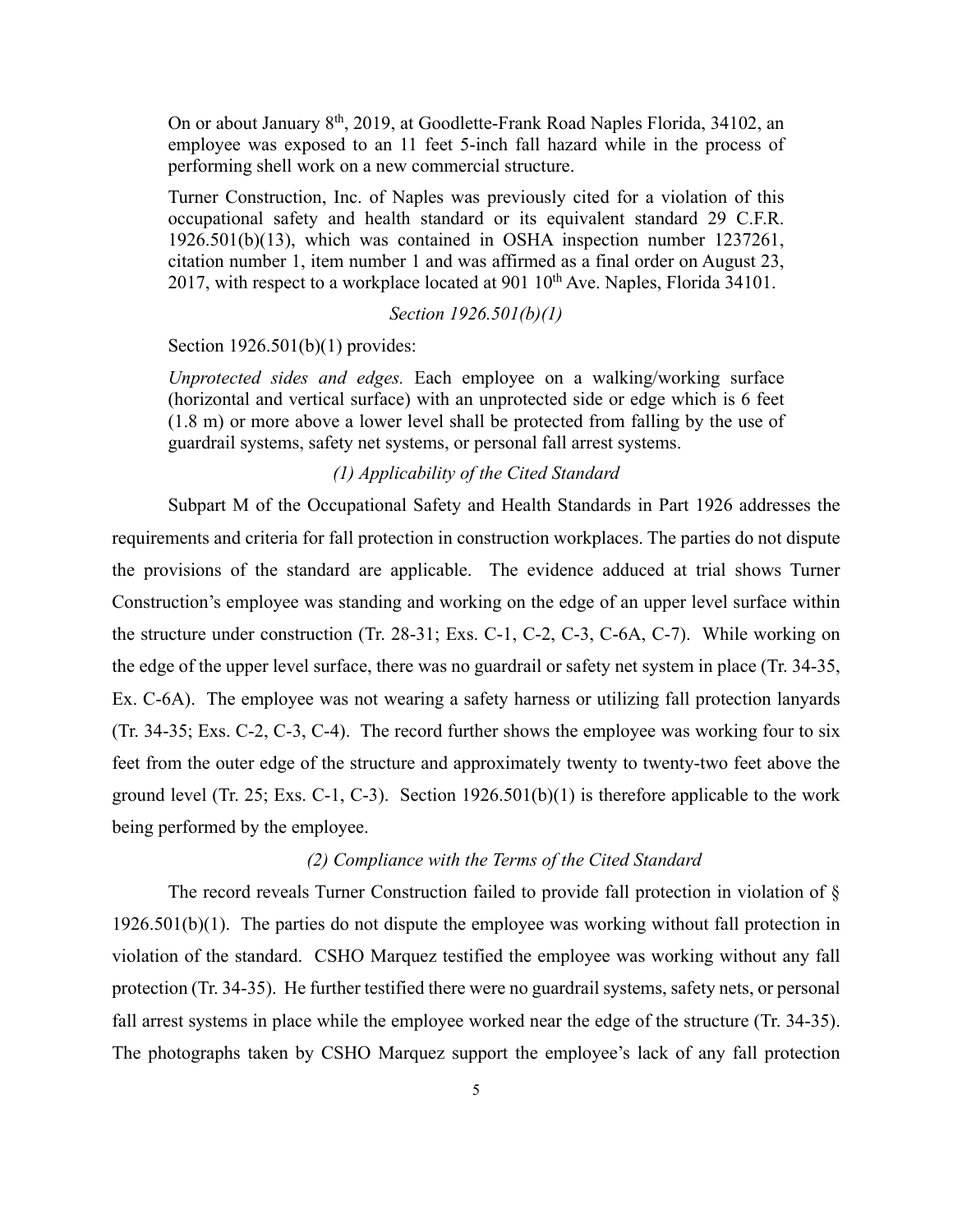On or about January 8th, 2019, at Goodlette-Frank Road Naples Florida, 34102, an employee was exposed to an 11 feet 5-inch fall hazard while in the process of performing shell work on a new commercial structure.

Turner Construction, Inc. of Naples was previously cited for a violation of this occupational safety and health standard or its equivalent standard 29 C.F.R. 1926.501(b)(13), which was contained in OSHA inspection number 1237261, citation number 1, item number 1 and was affirmed as a final order on August 23, 2017, with respect to a workplace located at 901 10th Ave. Naples, Florida 34101.

*Section 1926.501(b)(1)*

Section 1926.501(b)(1) provides:

*Unprotected sides and edges.* Each employee on a walking/working surface (horizontal and vertical surface) with an unprotected side or edge which is 6 feet (1.8 m) or more above a lower level shall be protected from falling by the use of guardrail systems, safety net systems, or personal fall arrest systems.

*(1) Applicability of the Cited Standard*

Subpart M of the Occupational Safety and Health Standards in Part 1926 addresses the requirements and criteria for fall protection in construction workplaces. The parties do not dispute the provisions of the standard are applicable. The evidence adduced at trial shows Turner Construction's employee was standing and working on the edge of an upper level surface within the structure under construction (Tr. 28-31; Exs. C-1, C-2, C-3, C-6A, C-7). While working on the edge of the upper level surface, there was no guardrail or safety net system in place (Tr. 34-35, Ex. C-6A). The employee was not wearing a safety harness or utilizing fall protection lanyards (Tr. 34-35; Exs. C-2, C-3, C-4). The record further shows the employee was working four to six feet from the outer edge of the structure and approximately twenty to twenty-two feet above the ground level (Tr. 25; Exs. C-1, C-3). Section 1926.501(b)(1) is therefore applicable to the work being performed by the employee.

*(2) Compliance with the Terms of the Cited Standard*

The record reveals Turner Construction failed to provide fall protection in violation of § 1926.501(b)(1). The parties do not dispute the employee was working without fall protection in violation of the standard. CSHO Marquez testified the employee was working without any fall protection (Tr. 34-35). He further testified there were no guardrail systems, safety nets, or personal fall arrest systems in place while the employee worked near the edge of the structure (Tr. 34-35). The photographs taken by CSHO Marquez support the employee's lack of any fall protection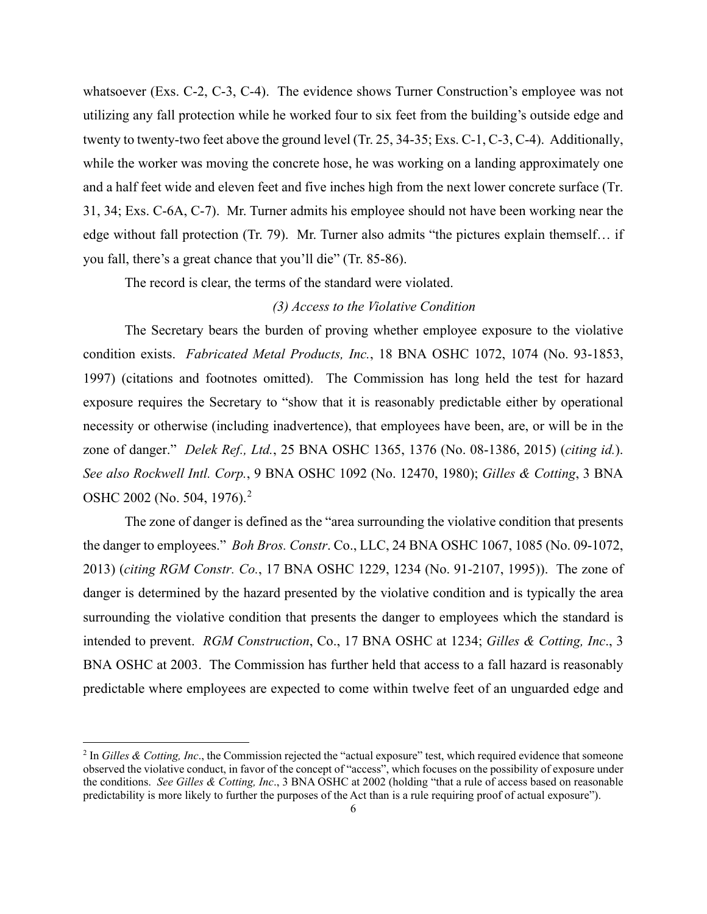whatsoever (Exs. C-2, C-3, C-4). The evidence shows Turner Construction's employee was not utilizing any fall protection while he worked four to six feet from the building's outside edge and twenty to twenty-two feet above the ground level (Tr. 25, 34-35; Exs. C-1, C-3, C-4). Additionally, while the worker was moving the concrete hose, he was working on a landing approximately one and a half feet wide and eleven feet and five inches high from the next lower concrete surface (Tr. 31, 34; Exs. C-6A, C-7). Mr. Turner admits his employee should not have been working near the edge without fall protection (Tr. 79). Mr. Turner also admits "the pictures explain themself… if you fall, there's a great chance that you'll die" (Tr. 85-86).

The record is clear, the terms of the standard were violated.

*(3) Access to the Violative Condition*

The Secretary bears the burden of proving whether employee exposure to the violative condition exists. *Fabricated Metal Products, Inc.*, 18 BNA OSHC 1072, 1074 (No. 93-1853, 1997) (citations and footnotes omitted). The Commission has long held the test for hazard exposure requires the Secretary to "show that it is reasonably predictable either by operational necessity or otherwise (including inadvertence), that employees have been, are, or will be in the zone of danger." *Delek Ref., Ltd.*, 25 BNA OSHC 1365, 1376 (No. 08-1386, 2015) (*citing id.*). *See also Rockwell Intl. Corp.*, 9 BNA OSHC 1092 (No. 12470, 1980); *Gilles & Cotting*, 3 BNA OSHC 2002 (No. 504, 1976).[2]

The zone of danger is defined as the "area surrounding the violative condition that presents the danger to employees." *Boh Bros. Constr*. Co., LLC, 24 BNA OSHC 1067, 1085 (No. 09-1072, 2013) (*citing RGM Constr. Co.*, 17 BNA OSHC 1229, 1234 (No. 91-2107, 1995)). The zone of danger is determined by the hazard presented by the violative condition and is typically the area surrounding the violative condition that presents the danger to employees which the standard is intended to prevent. *RGM Construction*, Co., 17 BNA OSHC at 1234; *Gilles & Cotting, Inc*., 3 BNA OSHC at 2003. The Commission has further held that access to a fall hazard is reasonably predictable where employees are expected to come within twelve feet of an unguarded edge and

---

[2] In *Gilles & Cotting, Inc*., the Commission rejected the "actual exposure" test, which required evidence that someone observed the violative conduct, in favor of the concept of "access", which focuses on the possibility of exposure under the conditions. *See Gilles & Cotting, Inc*., 3 BNA OSHC at 2002 (holding "that a rule of access based on reasonable predictability is more likely to further the purposes of the Act than is a rule requiring proof of actual exposure").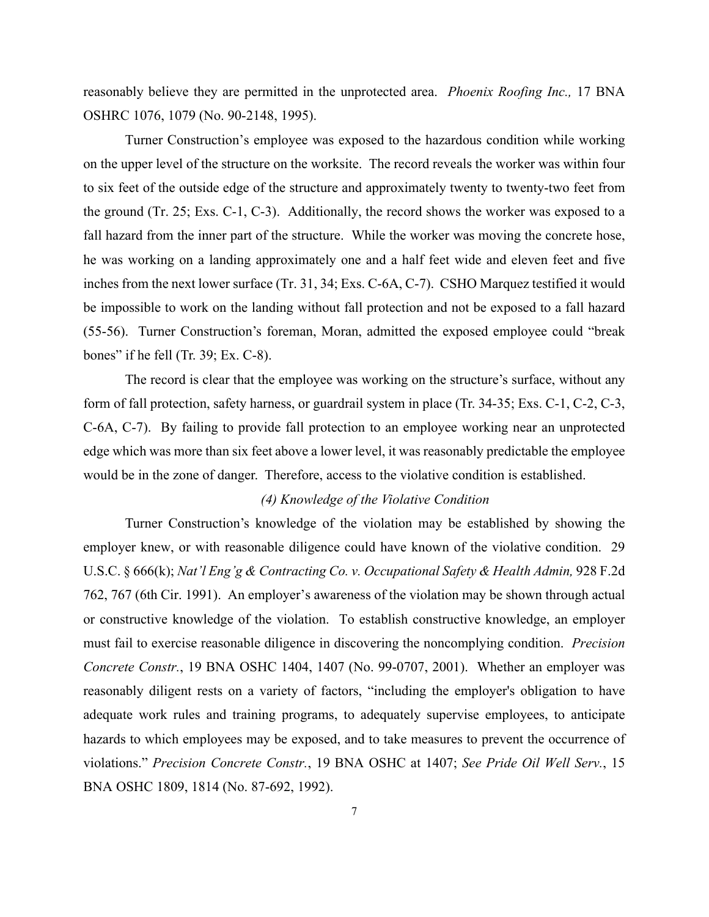reasonably believe they are permitted in the unprotected area. *Phoenix Roofing Inc.,* 17 BNA OSHRC 1076, 1079 (No. 90-2148, 1995).

Turner Construction's employee was exposed to the hazardous condition while working on the upper level of the structure on the worksite. The record reveals the worker was within four to six feet of the outside edge of the structure and approximately twenty to twenty-two feet from the ground (Tr. 25; Exs. C-1, C-3). Additionally, the record shows the worker was exposed to a fall hazard from the inner part of the structure. While the worker was moving the concrete hose, he was working on a landing approximately one and a half feet wide and eleven feet and five inches from the next lower surface (Tr. 31, 34; Exs. C-6A, C-7). CSHO Marquez testified it would be impossible to work on the landing without fall protection and not be exposed to a fall hazard (55-56). Turner Construction's foreman, Moran, admitted the exposed employee could "break bones" if he fell (Tr. 39; Ex. C-8).

The record is clear that the employee was working on the structure's surface, without any form of fall protection, safety harness, or guardrail system in place (Tr. 34-35; Exs. C-1, C-2, C-3, C-6A, C-7). By failing to provide fall protection to an employee working near an unprotected edge which was more than six feet above a lower level, it was reasonably predictable the employee would be in the zone of danger. Therefore, access to the violative condition is established.

*(4) Knowledge of the Violative Condition*

Turner Construction's knowledge of the violation may be established by showing the employer knew, or with reasonable diligence could have known of the violative condition. 29 U.S.C. § 666(k); *Nat'l Eng'g & Contracting Co. v. Occupational Safety & Health Admin,* 928 F.2d 762, 767 (6th Cir. 1991). An employer's awareness of the violation may be shown through actual or constructive knowledge of the violation. To establish constructive knowledge, an employer must fail to exercise reasonable diligence in discovering the noncomplying condition. *Precision Concrete Constr.*, 19 BNA OSHC 1404, 1407 (No. 99-0707, 2001). Whether an employer was reasonably diligent rests on a variety of factors, "including the employer's obligation to have adequate work rules and training programs, to adequately supervise employees, to anticipate hazards to which employees may be exposed, and to take measures to prevent the occurrence of violations." *Precision Concrete Constr.*, 19 BNA OSHC at 1407; *See Pride Oil Well Serv.*, 15 BNA OSHC 1809, 1814 (No. 87-692, 1992).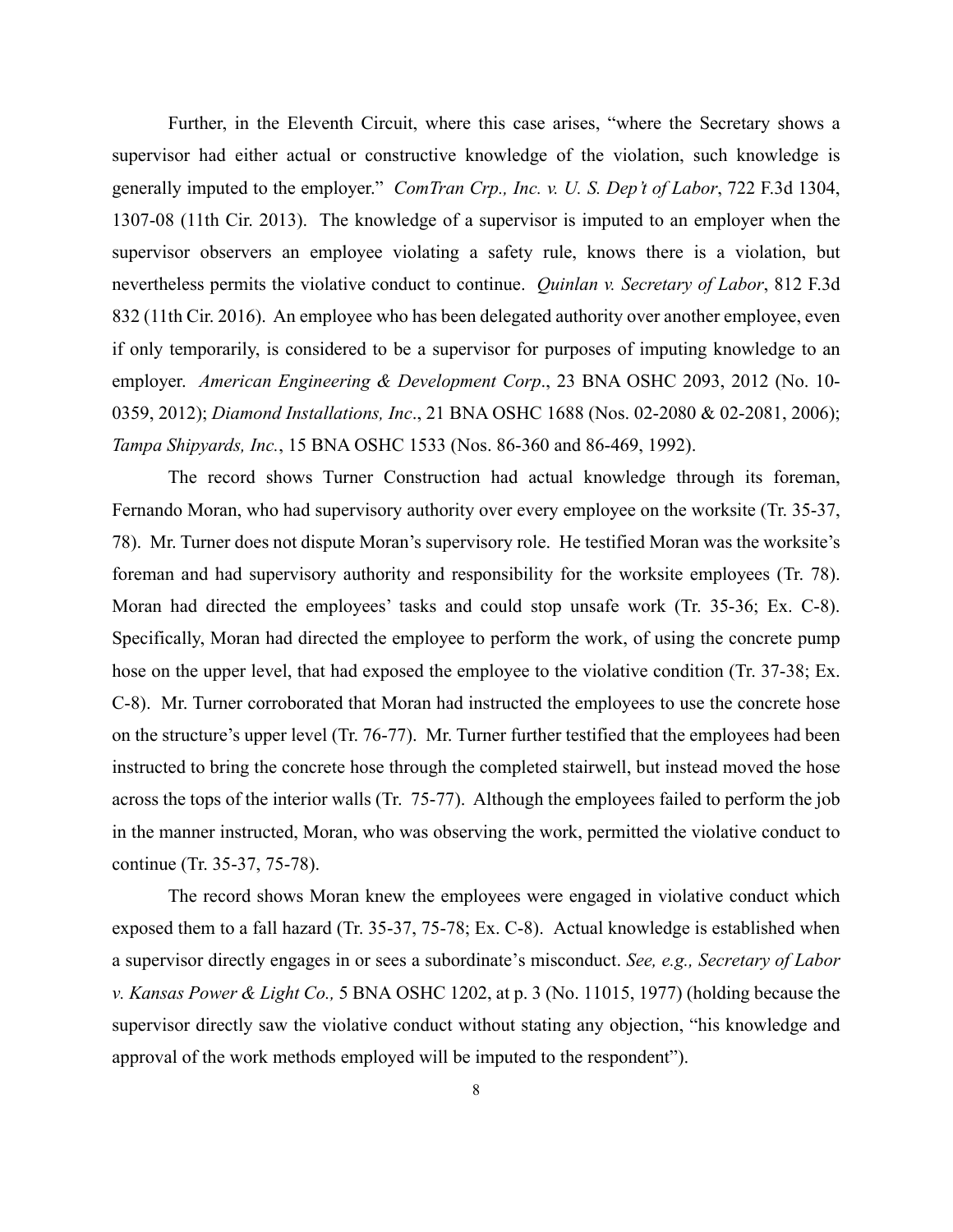Further, in the Eleventh Circuit, where this case arises, "where the Secretary shows a supervisor had either actual or constructive knowledge of the violation, such knowledge is generally imputed to the employer." *ComTran Crp., Inc. v. U. S. Dep't of Labor*, 722 F.3d 1304, 1307-08 (11th Cir. 2013). The knowledge of a supervisor is imputed to an employer when the supervisor observers an employee violating a safety rule, knows there is a violation, but nevertheless permits the violative conduct to continue. *Quinlan v. Secretary of Labor*, 812 F.3d 832 (11th Cir. 2016). An employee who has been delegated authority over another employee, even if only temporarily, is considered to be a supervisor for purposes of imputing knowledge to an employer. *American Engineering & Development Corp*., 23 BNA OSHC 2093, 2012 (No. 10-0359, 2012); *Diamond Installations, Inc*., 21 BNA OSHC 1688 (Nos. 02-2080 & 02-2081, 2006); *Tampa Shipyards, Inc.*, 15 BNA OSHC 1533 (Nos. 86-360 and 86-469, 1992).

The record shows Turner Construction had actual knowledge through its foreman, Fernando Moran, who had supervisory authority over every employee on the worksite (Tr. 35-37, 78). Mr. Turner does not dispute Moran's supervisory role. He testified Moran was the worksite's foreman and had supervisory authority and responsibility for the worksite employees (Tr. 78). Moran had directed the employees' tasks and could stop unsafe work (Tr. 35-36; Ex. C-8). Specifically, Moran had directed the employee to perform the work, of using the concrete pump hose on the upper level, that had exposed the employee to the violative condition (Tr. 37-38; Ex. C-8). Mr. Turner corroborated that Moran had instructed the employees to use the concrete hose on the structure's upper level (Tr. 76-77). Mr. Turner further testified that the employees had been instructed to bring the concrete hose through the completed stairwell, but instead moved the hose across the tops of the interior walls (Tr. 75-77). Although the employees failed to perform the job in the manner instructed, Moran, who was observing the work, permitted the violative conduct to continue (Tr. 35-37, 75-78).

The record shows Moran knew the employees were engaged in violative conduct which exposed them to a fall hazard (Tr. 35-37, 75-78; Ex. C-8). Actual knowledge is established when a supervisor directly engages in or sees a subordinate's misconduct. *See, e.g., Secretary of Labor v. Kansas Power & Light Co.,* 5 BNA OSHC 1202, at p. 3 (No. 11015, 1977) (holding because the supervisor directly saw the violative conduct without stating any objection, "his knowledge and approval of the work methods employed will be imputed to the respondent").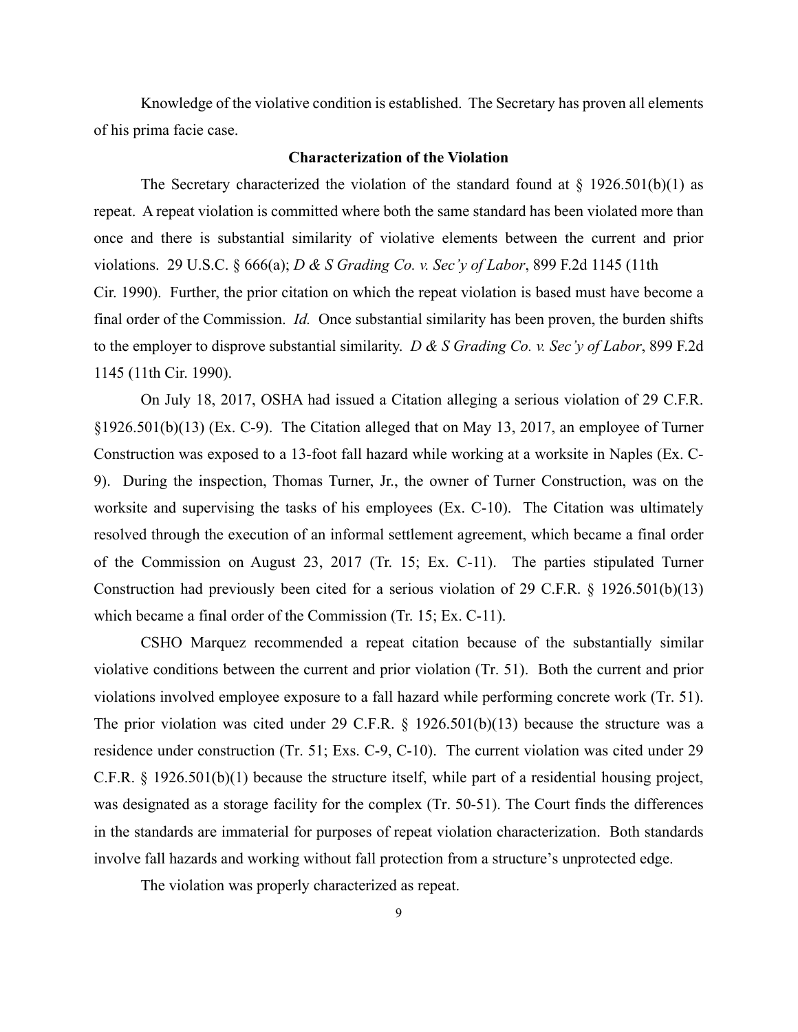Knowledge of the violative condition is established. The Secretary has proven all elements of his prima facie case.

### Characterization of the Violation

The Secretary characterized the violation of the standard found at § 1926.501(b)(1) as repeat. A repeat violation is committed where both the same standard has been violated more than once and there is substantial similarity of violative elements between the current and prior violations. 29 U.S.C. § 666(a); *D & S Grading Co. v. Sec'y of Labor*, 899 F.2d 1145 (11th Cir. 1990). Further, the prior citation on which the repeat violation is based must have become a final order of the Commission. *Id.* Once substantial similarity has been proven, the burden shifts to the employer to disprove substantial similarity. *D & S Grading Co. v. Sec'y of Labor*, 899 F.2d 1145 (11th Cir. 1990).

On July 18, 2017, OSHA had issued a Citation alleging a serious violation of 29 C.F.R. §1926.501(b)(13) (Ex. C-9). The Citation alleged that on May 13, 2017, an employee of Turner Construction was exposed to a 13-foot fall hazard while working at a worksite in Naples (Ex. C-9). During the inspection, Thomas Turner, Jr., the owner of Turner Construction, was on the worksite and supervising the tasks of his employees (Ex. C-10). The Citation was ultimately resolved through the execution of an informal settlement agreement, which became a final order of the Commission on August 23, 2017 (Tr. 15; Ex. C-11). The parties stipulated Turner Construction had previously been cited for a serious violation of 29 C.F.R. § 1926.501(b)(13) which became a final order of the Commission (Tr. 15; Ex. C-11).

CSHO Marquez recommended a repeat citation because of the substantially similar violative conditions between the current and prior violation (Tr. 51). Both the current and prior violations involved employee exposure to a fall hazard while performing concrete work (Tr. 51). The prior violation was cited under 29 C.F.R. § 1926.501(b)(13) because the structure was a residence under construction (Tr. 51; Exs. C-9, C-10). The current violation was cited under 29 C.F.R. § 1926.501(b)(1) because the structure itself, while part of a residential housing project, was designated as a storage facility for the complex (Tr. 50-51). The Court finds the differences in the standards are immaterial for purposes of repeat violation characterization. Both standards involve fall hazards and working without fall protection from a structure's unprotected edge.

The violation was properly characterized as repeat.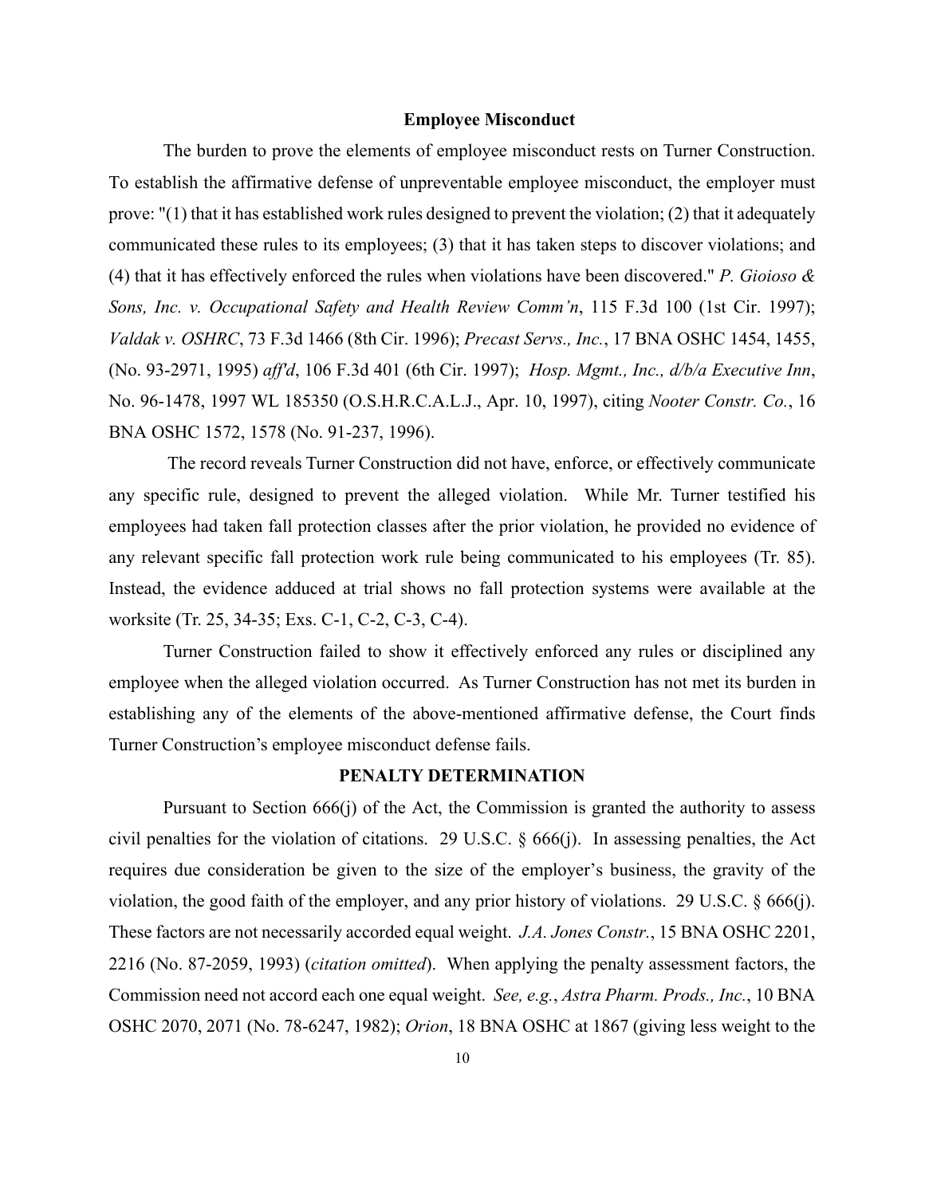## Employee Misconduct

The burden to prove the elements of employee misconduct rests on Turner Construction. To establish the affirmative defense of unpreventable employee misconduct, the employer must prove: "(1) that it has established work rules designed to prevent the violation; (2) that it adequately communicated these rules to its employees; (3) that it has taken steps to discover violations; and (4) that it has effectively enforced the rules when violations have been discovered." *P. Gioioso & Sons, Inc. v. Occupational Safety and Health Review Comm'n*, 115 F.3d 100 (1st Cir. 1997); *Valdak v. OSHRC*, 73 F.3d 1466 (8th Cir. 1996); *Precast Servs., Inc.*, 17 BNA OSHC 1454, 1455, (No. 93-2971, 1995) *aff'd*, 106 F.3d 401 (6th Cir. 1997); *Hosp. Mgmt., Inc., d/b/a Executive Inn*, No. 96-1478, 1997 WL 185350 (O.S.H.R.C.A.L.J., Apr. 10, 1997), citing *Nooter Constr. Co.*, 16 BNA OSHC 1572, 1578 (No. 91-237, 1996).

The record reveals Turner Construction did not have, enforce, or effectively communicate any specific rule, designed to prevent the alleged violation. While Mr. Turner testified his employees had taken fall protection classes after the prior violation, he provided no evidence of any relevant specific fall protection work rule being communicated to his employees (Tr. 85). Instead, the evidence adduced at trial shows no fall protection systems were available at the worksite (Tr. 25, 34-35; Exs. C-1, C-2, C-3, C-4).

Turner Construction failed to show it effectively enforced any rules or disciplined any employee when the alleged violation occurred. As Turner Construction has not met its burden in establishing any of the elements of the above-mentioned affirmative defense, the Court finds Turner Construction's employee misconduct defense fails.

## PENALTY DETERMINATION

Pursuant to Section 666(j) of the Act, the Commission is granted the authority to assess civil penalties for the violation of citations. 29 U.S.C. § 666(j). In assessing penalties, the Act requires due consideration be given to the size of the employer's business, the gravity of the violation, the good faith of the employer, and any prior history of violations. 29 U.S.C. § 666(j). These factors are not necessarily accorded equal weight. *J.A. Jones Constr.*, 15 BNA OSHC 2201, 2216 (No. 87-2059, 1993) (*citation omitted*). When applying the penalty assessment factors, the Commission need not accord each one equal weight. *See, e.g.*, *Astra Pharm. Prods., Inc.*, 10 BNA OSHC 2070, 2071 (No. 78-6247, 1982); *Orion*, 18 BNA OSHC at 1867 (giving less weight to the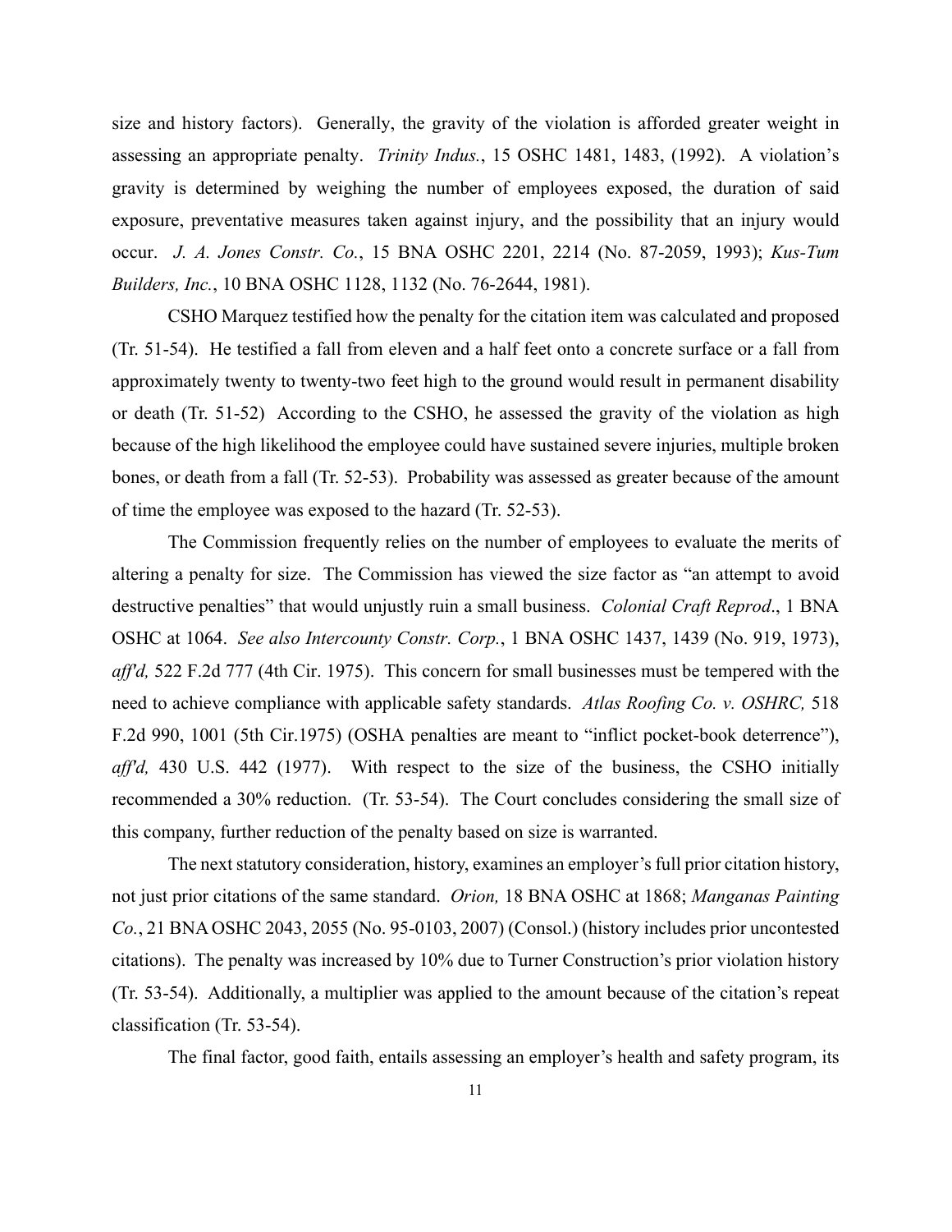size and history factors). Generally, the gravity of the violation is afforded greater weight in assessing an appropriate penalty. *Trinity Indus.*, 15 OSHC 1481, 1483, (1992). A violation's gravity is determined by weighing the number of employees exposed, the duration of said exposure, preventative measures taken against injury, and the possibility that an injury would occur. *J. A. Jones Constr. Co.*, 15 BNA OSHC 2201, 2214 (No. 87-2059, 1993); *Kus-Tum Builders, Inc.*, 10 BNA OSHC 1128, 1132 (No. 76-2644, 1981).

CSHO Marquez testified how the penalty for the citation item was calculated and proposed (Tr. 51-54). He testified a fall from eleven and a half feet onto a concrete surface or a fall from approximately twenty to twenty-two feet high to the ground would result in permanent disability or death (Tr. 51-52) According to the CSHO, he assessed the gravity of the violation as high because of the high likelihood the employee could have sustained severe injuries, multiple broken bones, or death from a fall (Tr. 52-53). Probability was assessed as greater because of the amount of time the employee was exposed to the hazard (Tr. 52-53).

The Commission frequently relies on the number of employees to evaluate the merits of altering a penalty for size. The Commission has viewed the size factor as "an attempt to avoid destructive penalties" that would unjustly ruin a small business. *Colonial Craft Reprod.*, 1 BNA OSHC at 1064. *See also Intercounty Constr. Corp.*, 1 BNA OSHC 1437, 1439 (No. 919, 1973), *aff'd,* 522 F.2d 777 (4th Cir. 1975). This concern for small businesses must be tempered with the need to achieve compliance with applicable safety standards. *Atlas Roofing Co. v. OSHRC,* 518 F.2d 990, 1001 (5th Cir.1975) (OSHA penalties are meant to "inflict pocket-book deterrence"), *aff'd,* 430 U.S. 442 (1977). With respect to the size of the business, the CSHO initially recommended a 30% reduction. (Tr. 53-54). The Court concludes considering the small size of this company, further reduction of the penalty based on size is warranted.

The next statutory consideration, history, examines an employer's full prior citation history, not just prior citations of the same standard. *Orion,* 18 BNA OSHC at 1868; *Manganas Painting Co.*, 21 BNA OSHC 2043, 2055 (No. 95-0103, 2007) (Consol.) (history includes prior uncontested citations). The penalty was increased by 10% due to Turner Construction's prior violation history (Tr. 53-54). Additionally, a multiplier was applied to the amount because of the citation's repeat classification (Tr. 53-54).

The final factor, good faith, entails assessing an employer's health and safety program, its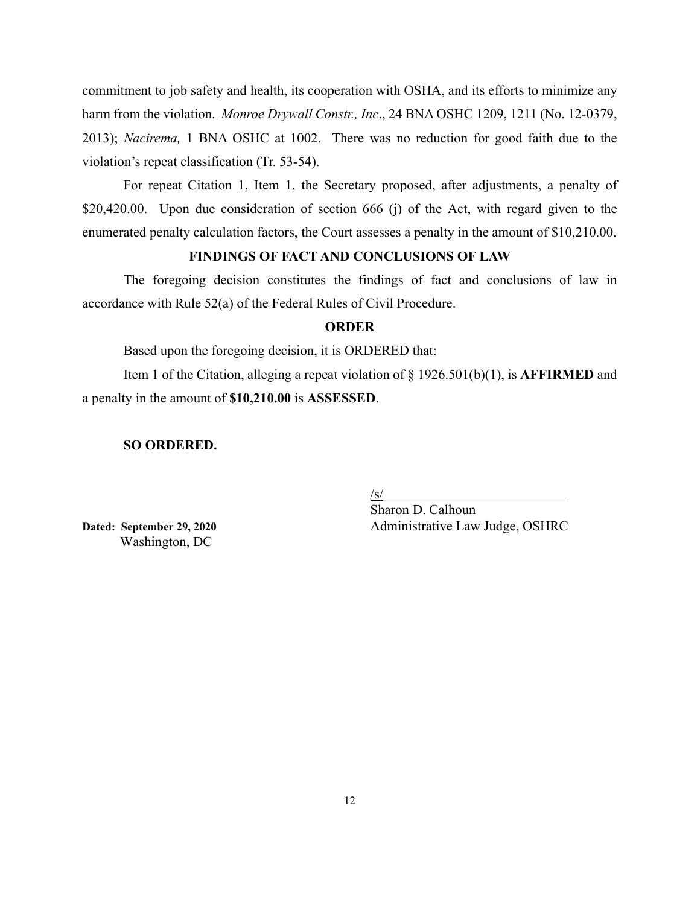commitment to job safety and health, its cooperation with OSHA, and its efforts to minimize any harm from the violation. *Monroe Drywall Constr., Inc*., 24 BNA OSHC 1209, 1211 (No. 12-0379, 2013); *Nacirema,* 1 BNA OSHC at 1002. There was no reduction for good faith due to the violation's repeat classification (Tr. 53-54).

For repeat Citation 1, Item 1, the Secretary proposed, after adjustments, a penalty of $20,420.00. Upon due consideration of section 666 (j) of the Act, with regard given to the enumerated penalty calculation factors, the Court assesses a penalty in the amount of $10,210.00.

## FINDINGS OF FACT AND CONCLUSIONS OF LAW

The foregoing decision constitutes the findings of fact and conclusions of law in accordance with Rule 52(a) of the Federal Rules of Civil Procedure.

## ORDER

Based upon the foregoing decision, it is ORDERED that:

Item 1 of the Citation, alleging a repeat violation of § 1926.501(b)(1), is **AFFIRMED** and a penalty in the amount of **$10,210.00** is **ASSESSED**.

**SO ORDERED.**

/s/
Sharon D. Calhoun
Administrative Law Judge, OSHRC

**Dated: September 29, 2020**
Washington, DC